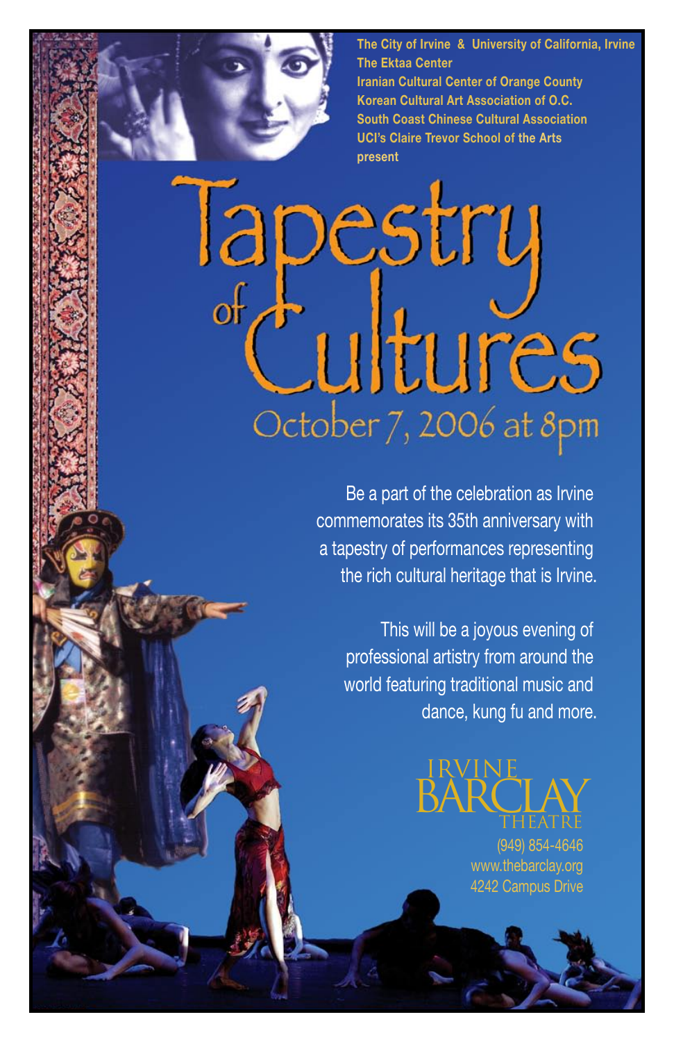The City of Irvine & University of California, Irvine
The Ektaa Center
Iranian Cultural Center of Orange County
Korean Cultural Art Association of O.C.
South Coast Chinese Cultural Association
UCI's Claire Trevor School of the Arts
present

# Tapestry of Cultures

## October 7, 2006 at 8pm

Be a part of the celebration as Irvine commemorates its 35th anniversary with a tapestry of performances representing the rich cultural heritage that is Irvine.

This will be a joyous evening of professional artistry from around the world featuring traditional music and dance, kung fu and more.

IRVINE BARCLAY THEATRE
(949) 854-4646
www.thebarclay.org
4242 Campus Drive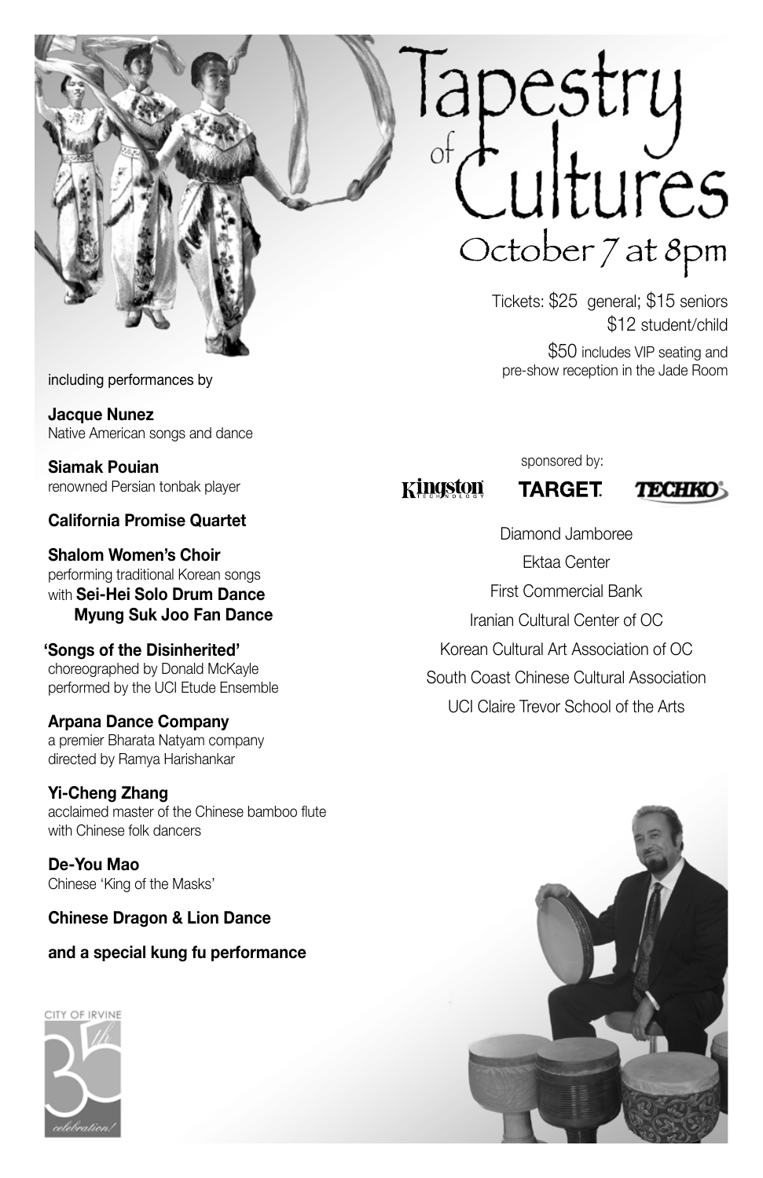# Tapestry of Cultures

## October 7 at 8pm

Tickets: $25 general; $15 seniors
$12 student/child
$50 includes VIP seating and pre-show reception in the Jade Room

including performances by

**Jacque Nunez**
Native American songs and dance

**Siamak Pouian**
renowned Persian tonbak player

**California Promise Quartet**

**Shalom Women's Choir**
performing traditional Korean songs
with **Sei-Hei Solo Drum Dance**
**Myung Suk Joo Fan Dance**

**'Songs of the Disinherited'**
choreographed by Donald McKayle
performed by the UCI Etude Ensemble

**Arpana Dance Company**
a premier Bharata Natyam company
directed by Ramya Harishankar

**Yi-Cheng Zhang**
acclaimed master of the Chinese bamboo flute
with Chinese folk dancers

**De-You Mao**
Chinese 'King of the Masks'

**Chinese Dragon & Lion Dance**

**and a special kung fu performance**

sponsored by:

Kingston Technology
TARGET
TECHKO

Diamond Jamboree
Ektaa Center
First Commercial Bank
Iranian Cultural Center of OC
Korean Cultural Art Association of OC
South Coast Chinese Cultural Association
UCI Claire Trevor School of the Arts

City of Irvine 35th celebration!